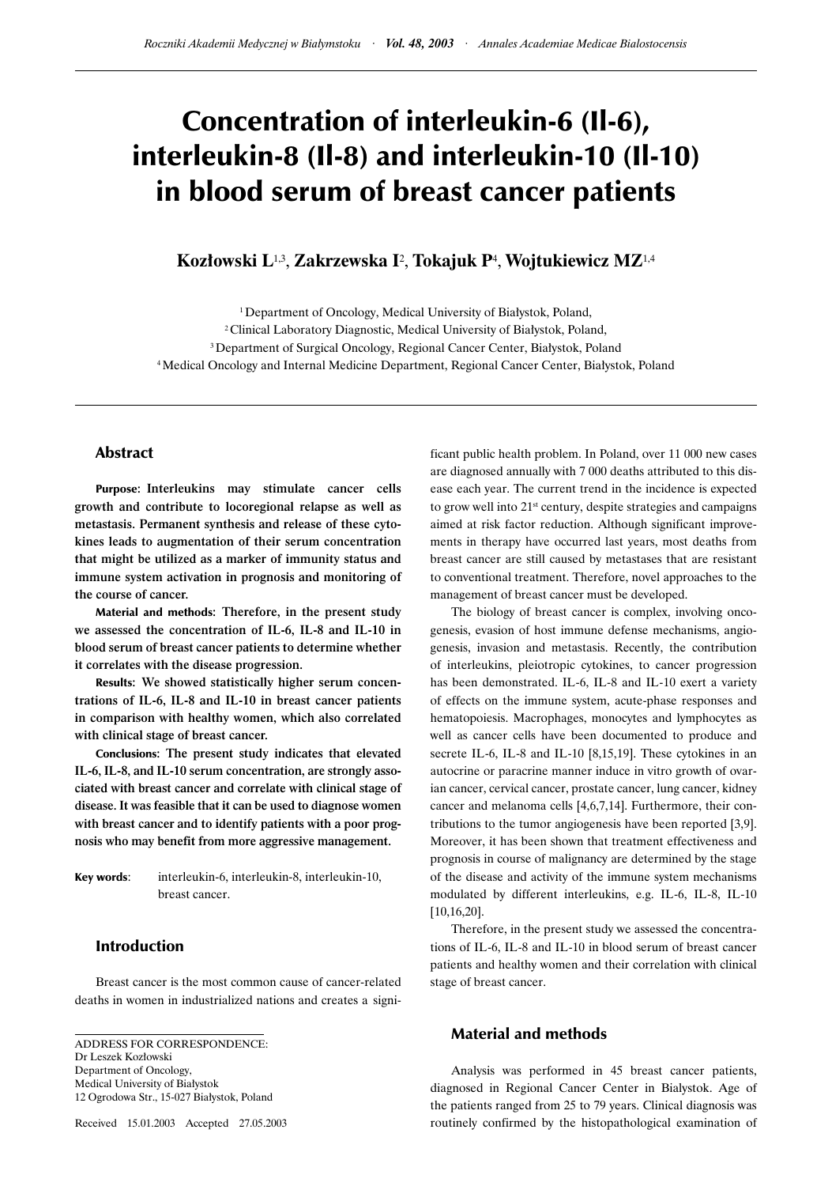# Concentration of interleukin-6 (Il-6), interleukin-8 (Il-8) and interleukin-10 (Il-10) in blood serum of breast cancer patients

**Kozłowski L[1,3], Zakrzewska I[2], Tokajuk P[4], Wojtukiewicz MZ[1,4]**

[1] Department of Oncology, Medical University of Białystok, Poland,
[2] Clinical Laboratory Diagnostic, Medical University of Białystok, Poland,
[3] Department of Surgical Oncology, Regional Cancer Center, Białystok, Poland
[4] Medical Oncology and Internal Medicine Department, Regional Cancer Center, Białystok, Poland

## Abstract

**Purpose: Interleukins may stimulate cancer cells growth and contribute to locoregional relapse as well as metastasis. Permanent synthesis and release of these cytokines leads to augmentation of their serum concentration that might be utilized as a marker of immunity status and immune system activation in prognosis and monitoring of the course of cancer.**

**Material and methods: Therefore, in the present study we assessed the concentration of IL-6, IL-8 and IL-10 in blood serum of breast cancer patients to determine whether it correlates with the disease progression.**

**Results: We showed statistically higher serum concentrations of IL-6, IL-8 and IL-10 in breast cancer patients in comparison with healthy women, which also correlated with clinical stage of breast cancer.**

**Conclusions: The present study indicates that elevated IL-6, IL-8, and IL-10 serum concentration, are strongly associated with breast cancer and correlate with clinical stage of disease. It was feasible that it can be used to diagnose women with breast cancer and to identify patients with a poor prognosis who may benefit from more aggressive management.**

**Key words**: interleukin-6, interleukin-8, interleukin-10, breast cancer.

## Introduction

Breast cancer is the most common cause of cancer-related deaths in women in industrialized nations and creates a significant public health problem. In Poland, over 11 000 new cases are diagnosed annually with 7 000 deaths attributed to this disease each year. The current trend in the incidence is expected to grow well into 21st century, despite strategies and campaigns aimed at risk factor reduction. Although significant improvements in therapy have occurred last years, most deaths from breast cancer are still caused by metastases that are resistant to conventional treatment. Therefore, novel approaches to the management of breast cancer must be developed.

The biology of breast cancer is complex, involving oncogenesis, evasion of host immune defense mechanisms, angiogenesis, invasion and metastasis. Recently, the contribution of interleukins, pleiotropic cytokines, to cancer progression has been demonstrated. IL-6, IL-8 and IL-10 exert a variety of effects on the immune system, acute-phase responses and hematopoiesis. Macrophages, monocytes and lymphocytes as well as cancer cells have been documented to produce and secrete IL-6, IL-8 and IL-10 [8,15,19]. These cytokines in an autocrine or paracrine manner induce in vitro growth of ovarian cancer, cervical cancer, prostate cancer, lung cancer, kidney cancer and melanoma cells [4,6,7,14]. Furthermore, their contributions to the tumor angiogenesis have been reported [3,9]. Moreover, it has been shown that treatment effectiveness and prognosis in course of malignancy are determined by the stage of the disease and activity of the immune system mechanisms modulated by different interleukins, e.g. IL-6, IL-8, IL-10 [10,16,20].

Therefore, in the present study we assessed the concentrations of IL-6, IL-8 and IL-10 in blood serum of breast cancer patients and healthy women and their correlation with clinical stage of breast cancer.

## Material and methods

Analysis was performed in 45 breast cancer patients, diagnosed in Regional Cancer Center in Bialystok. Age of the patients ranged from 25 to 79 years. Clinical diagnosis was routinely confirmed by the histopathological examination of

ADDRESS FOR CORRESPONDENCE:
Dr Leszek Kozłowski
Department of Oncology,
Medical University of Białystok
12 Ogrodowa Str., 15-027 Białystok, Poland

Received 15.01.2003 Accepted 27.05.2003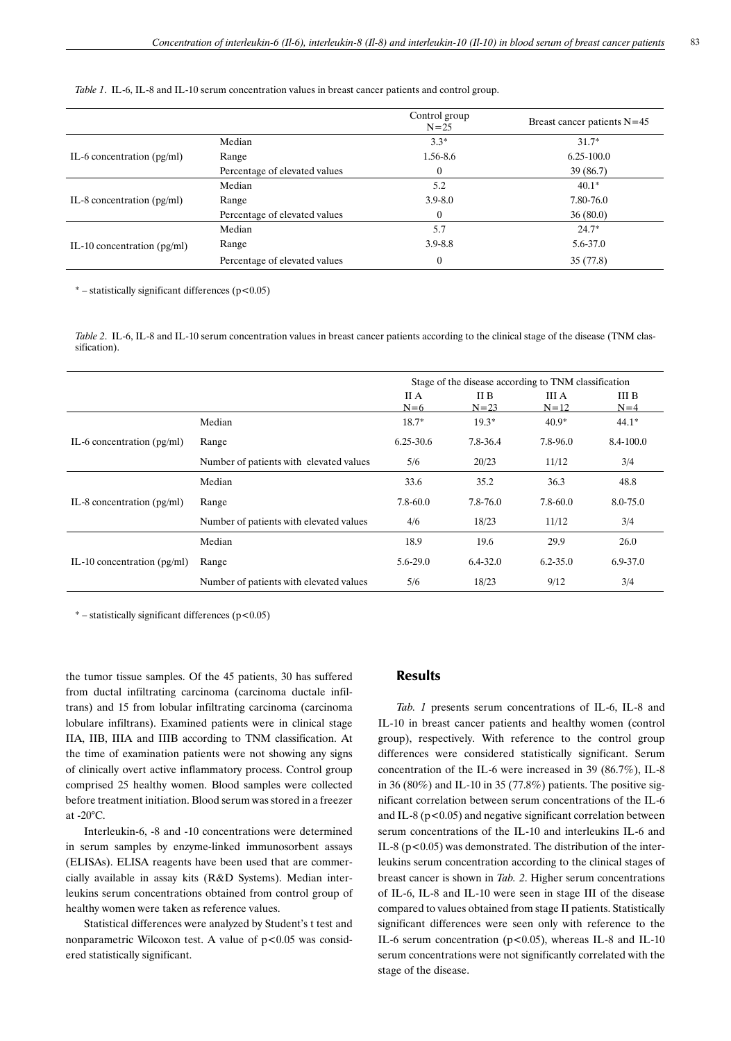*Table 1*. IL-6, IL-8 and IL-10 serum concentration values in breast cancer patients and control group.

| | | Control group N=25 | Breast cancer patients N=45 |
|---|---|---|---|
| IL-6 concentration (pg/ml) | Median | 3.3* | 31.7* |
| | Range | 1.56-8.6 | 6.25-100.0 |
| | Percentage of elevated values | 0 | 39 (86.7) |
| IL-8 concentration (pg/ml) | Median | 5.2 | 40.1* |
| | Range | 3.9-8.0 | 7.80-76.0 |
| | Percentage of elevated values | 0 | 36 (80.0) |
| IL-10 concentration (pg/ml) | Median | 5.7 | 24.7* |
| | Range | 3.9-8.8 | 5.6-37.0 |
| | Percentage of elevated values | 0 | 35 (77.8) |

\* – statistically significant differences ($p<0.05$)

*Table 2*. IL-6, IL-8 and IL-10 serum concentration values in breast cancer patients according to the clinical stage of the disease (TNM classification).

| | | Stage of the disease according to TNM classification | | | |
|---|---|---|---|---|---|
| | | II A N=6 | II B N=23 | III A N=12 | III B N=4 |
| IL-6 concentration (pg/ml) | Median | 18.7* | 19.3* | 40.9* | 44.1* |
| | Range | 6.25-30.6 | 7.8-36.4 | 7.8-96.0 | 8.4-100.0 |
| | Number of patients with elevated values | 5/6 | 20/23 | 11/12 | 3/4 |
| IL-8 concentration (pg/ml) | Median | 33.6 | 35.2 | 36.3 | 48.8 |
| | Range | 7.8-60.0 | 7.8-76.0 | 7.8-60.0 | 8.0-75.0 |
| | Number of patients with elevated values | 4/6 | 18/23 | 11/12 | 3/4 |
| IL-10 concentration (pg/ml) | Median | 18.9 | 19.6 | 29.9 | 26.0 |
| | Range | 5.6-29.0 | 6.4-32.0 | 6.2-35.0 | 6.9-37.0 |
| | Number of patients with elevated values | 5/6 | 18/23 | 9/12 | 3/4 |

\* – statistically significant differences ($p<0.05$)

the tumor tissue samples. Of the 45 patients, 30 has suffered from ductal infiltrating carcinoma (carcinoma ductale infiltrans) and 15 from lobular infiltrating carcinoma (carcinoma lobulare infiltrans). Examined patients were in clinical stage IIA, IIB, IIIA and IIIB according to TNM classification. At the time of examination patients were not showing any signs of clinically overt active inflammatory process. Control group comprised 25 healthy women. Blood samples were collected before treatment initiation. Blood serum was stored in a freezer at -20°C.

Interleukin-6, -8 and -10 concentrations were determined in serum samples by enzyme-linked immunosorbent assays (ELISAs). ELISA reagents have been used that are commercially available in assay kits (R&D Systems). Median interleukins serum concentrations obtained from control group of healthy women were taken as reference values.

Statistical differences were analyzed by Student's t test and nonparametric Wilcoxon test. A value of $p<0.05$ was considered statistically significant.

## Results

*Tab. 1* presents serum concentrations of IL-6, IL-8 and IL-10 in breast cancer patients and healthy women (control group), respectively. With reference to the control group differences were considered statistically significant. Serum concentration of the IL-6 were increased in 39 (86.7%), IL-8 in 36 (80%) and IL-10 in 35 (77.8%) patients. The positive significant correlation between serum concentrations of the IL-6 and IL-8 ($p<0.05$) and negative significant correlation between serum concentrations of the IL-10 and interleukins IL-6 and IL-8 ($p<0.05$) was demonstrated. The distribution of the interleukins serum concentration according to the clinical stages of breast cancer is shown in *Tab. 2*. Higher serum concentrations of IL-6, IL-8 and IL-10 were seen in stage III of the disease compared to values obtained from stage II patients. Statistically significant differences were seen only with reference to the IL-6 serum concentration ($p<0.05$), whereas IL-8 and IL-10 serum concentrations were not significantly correlated with the stage of the disease.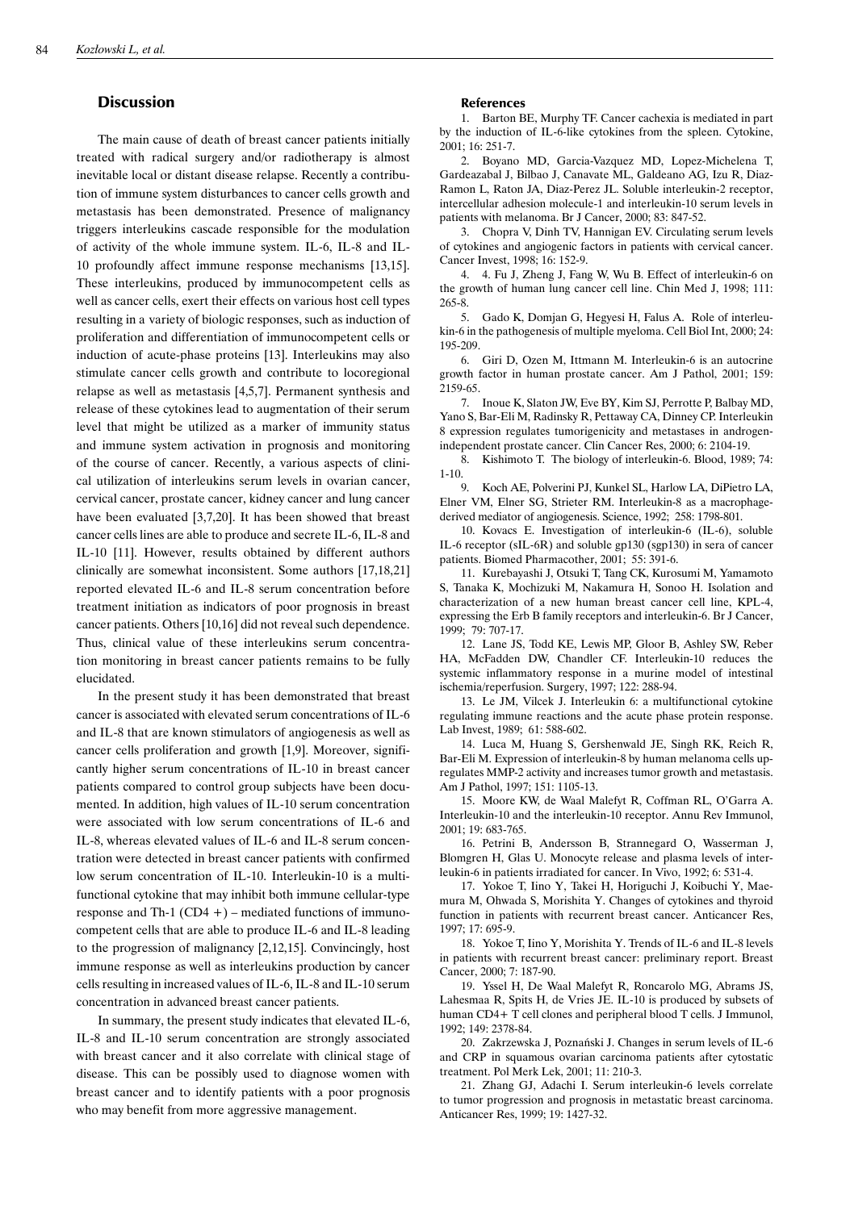## Discussion

The main cause of death of breast cancer patients initially treated with radical surgery and/or radiotherapy is almost inevitable local or distant disease relapse. Recently a contribution of immune system disturbances to cancer cells growth and metastasis has been demonstrated. Presence of malignancy triggers interleukins cascade responsible for the modulation of activity of the whole immune system. IL-6, IL-8 and IL-10 profoundly affect immune response mechanisms [13,15]. These interleukins, produced by immunocompetent cells as well as cancer cells, exert their effects on various host cell types resulting in a variety of biologic responses, such as induction of proliferation and differentiation of immunocompetent cells or induction of acute-phase proteins [13]. Interleukins may also stimulate cancer cells growth and contribute to locoregional relapse as well as metastasis [4,5,7]. Permanent synthesis and release of these cytokines lead to augmentation of their serum level that might be utilized as a marker of immunity status and immune system activation in prognosis and monitoring of the course of cancer. Recently, a various aspects of clinical utilization of interleukins serum levels in ovarian cancer, cervical cancer, prostate cancer, kidney cancer and lung cancer have been evaluated [3,7,20]. It has been showed that breast cancer cells lines are able to produce and secrete IL-6, IL-8 and IL-10 [11]. However, results obtained by different authors clinically are somewhat inconsistent. Some authors [17,18,21] reported elevated IL-6 and IL-8 serum concentration before treatment initiation as indicators of poor prognosis in breast cancer patients. Others [10,16] did not reveal such dependence. Thus, clinical value of these interleukins serum concentration monitoring in breast cancer patients remains to be fully elucidated.

In the present study it has been demonstrated that breast cancer is associated with elevated serum concentrations of IL-6 and IL-8 that are known stimulators of angiogenesis as well as cancer cells proliferation and growth [1,9]. Moreover, significantly higher serum concentrations of IL-10 in breast cancer patients compared to control group subjects have been documented. In addition, high values of IL-10 serum concentration were associated with low serum concentrations of IL-6 and IL-8, whereas elevated values of IL-6 and IL-8 serum concentration were detected in breast cancer patients with confirmed low serum concentration of IL-10. Interleukin-10 is a multifunctional cytokine that may inhibit both immune cellular-type response and Th-1 (CD4 +) – mediated functions of immunocompetent cells that are able to produce IL-6 and IL-8 leading to the progression of malignancy [2,12,15]. Convincingly, host immune response as well as interleukins production by cancer cells resulting in increased values of IL-6, IL-8 and IL-10 serum concentration in advanced breast cancer patients.

In summary, the present study indicates that elevated IL-6, IL-8 and IL-10 serum concentration are strongly associated with breast cancer and it also correlate with clinical stage of disease. This can be possibly used to diagnose women with breast cancer and to identify patients with a poor prognosis who may benefit from more aggressive management.

### References

1. Barton BE, Murphy TF. Cancer cachexia is mediated in part by the induction of IL-6-like cytokines from the spleen. Cytokine, 2001; 16: 251-7.
2. Boyano MD, Garcia-Vazquez MD, Lopez-Michelena T, Gardeazabal J, Bilbao J, Canavate ML, Galdeano AG, Izu R, Diaz-Ramon L, Raton JA, Diaz-Perez JL. Soluble interleukin-2 receptor, intercellular adhesion molecule-1 and interleukin-10 serum levels in patients with melanoma. Br J Cancer, 2000; 83: 847-52.
3. Chopra V, Dinh TV, Hannigan EV. Circulating serum levels of cytokines and angiogenic factors in patients with cervical cancer. Cancer Invest, 1998; 16: 152-9.
4. 4. Fu J, Zheng J, Fang W, Wu B. Effect of interleukin-6 on the growth of human lung cancer cell line. Chin Med J, 1998; 111: 265-8.
5. Gado K, Domjan G, Hegyesi H, Falus A. Role of interleukin-6 in the pathogenesis of multiple myeloma. Cell Biol Int, 2000; 24: 195-209.
6. Giri D, Ozen M, Ittmann M. Interleukin-6 is an autocrine growth factor in human prostate cancer. Am J Pathol, 2001; 159: 2159-65.
7. Inoue K, Slaton JW, Eve BY, Kim SJ, Perrotte P, Balbay MD, Yano S, Bar-Eli M, Radinsky R, Pettaway CA, Dinney CP. Interleukin 8 expression regulates tumorigenicity and metastases in androgen-independent prostate cancer. Clin Cancer Res, 2000; 6: 2104-19.
8. Kishimoto T. The biology of interleukin-6. Blood, 1989; 74: 1-10.
9. Koch AE, Polverini PJ, Kunkel SL, Harlow LA, DiPietro LA, Elner VM, Elner SG, Strieter RM. Interleukin-8 as a macrophage-derived mediator of angiogenesis. Science, 1992; 258: 1798-801.
10. Kovacs E. Investigation of interleukin-6 (IL-6), soluble IL-6 receptor (sIL-6R) and soluble gp130 (sgp130) in sera of cancer patients. Biomed Pharmacother, 2001; 55: 391-6.
11. Kurebayashi J, Otsuki T, Tang CK, Kurosumi M, Yamamoto S, Tanaka K, Mochizuki M, Nakamura H, Sonoo H. Isolation and characterization of a new human breast cancer cell line, KPL-4, expressing the Erb B family receptors and interleukin-6. Br J Cancer, 1999; 79: 707-17.
12. Lane JS, Todd KE, Lewis MP, Gloor B, Ashley SW, Reber HA, McFadden DW, Chandler CF. Interleukin-10 reduces the systemic inflammatory response in a murine model of intestinal ischemia/reperfusion. Surgery, 1997; 122: 288-94.
13. Le JM, Vilcek J. Interleukin 6: a multifunctional cytokine regulating immune reactions and the acute phase protein response. Lab Invest, 1989; 61: 588-602.
14. Luca M, Huang S, Gershenwald JE, Singh RK, Reich R, Bar-Eli M. Expression of interleukin-8 by human melanoma cells up-regulates MMP-2 activity and increases tumor growth and metastasis. Am J Pathol, 1997; 151: 1105-13.
15. Moore KW, de Waal Malefyt R, Coffman RL, O'Garra A. Interleukin-10 and the interleukin-10 receptor. Annu Rev Immunol, 2001; 19: 683-765.
16. Petrini B, Andersson B, Strannegard O, Wasserman J, Blomgren H, Glas U. Monocyte release and plasma levels of interleukin-6 in patients irradiated for cancer. In Vivo, 1992; 6: 531-4.
17. Yokoe T, Iino Y, Takei H, Horiguchi J, Koibuchi Y, Maemura M, Ohwada S, Morishita Y. Changes of cytokines and thyroid function in patients with recurrent breast cancer. Anticancer Res, 1997; 17: 695-9.
18. Yokoe T, Iino Y, Morishita Y. Trends of IL-6 and IL-8 levels in patients with recurrent breast cancer: preliminary report. Breast Cancer, 2000; 7: 187-90.
19. Yssel H, De Waal Malefyt R, Roncarolo MG, Abrams JS, Lahesmaa R, Spits H, de Vries JE. IL-10 is produced by subsets of human CD4+ T cell clones and peripheral blood T cells. J Immunol, 1992; 149: 2378-84.
20. Zakrzewska J, Poznański J. Changes in serum levels of IL-6 and CRP in squamous ovarian carcinoma patients after cytostatic treatment. Pol Merk Lek, 2001; 11: 210-3.
21. Zhang GJ, Adachi I. Serum interleukin-6 levels correlate to tumor progression and prognosis in metastatic breast carcinoma. Anticancer Res, 1999; 19: 1427-32.